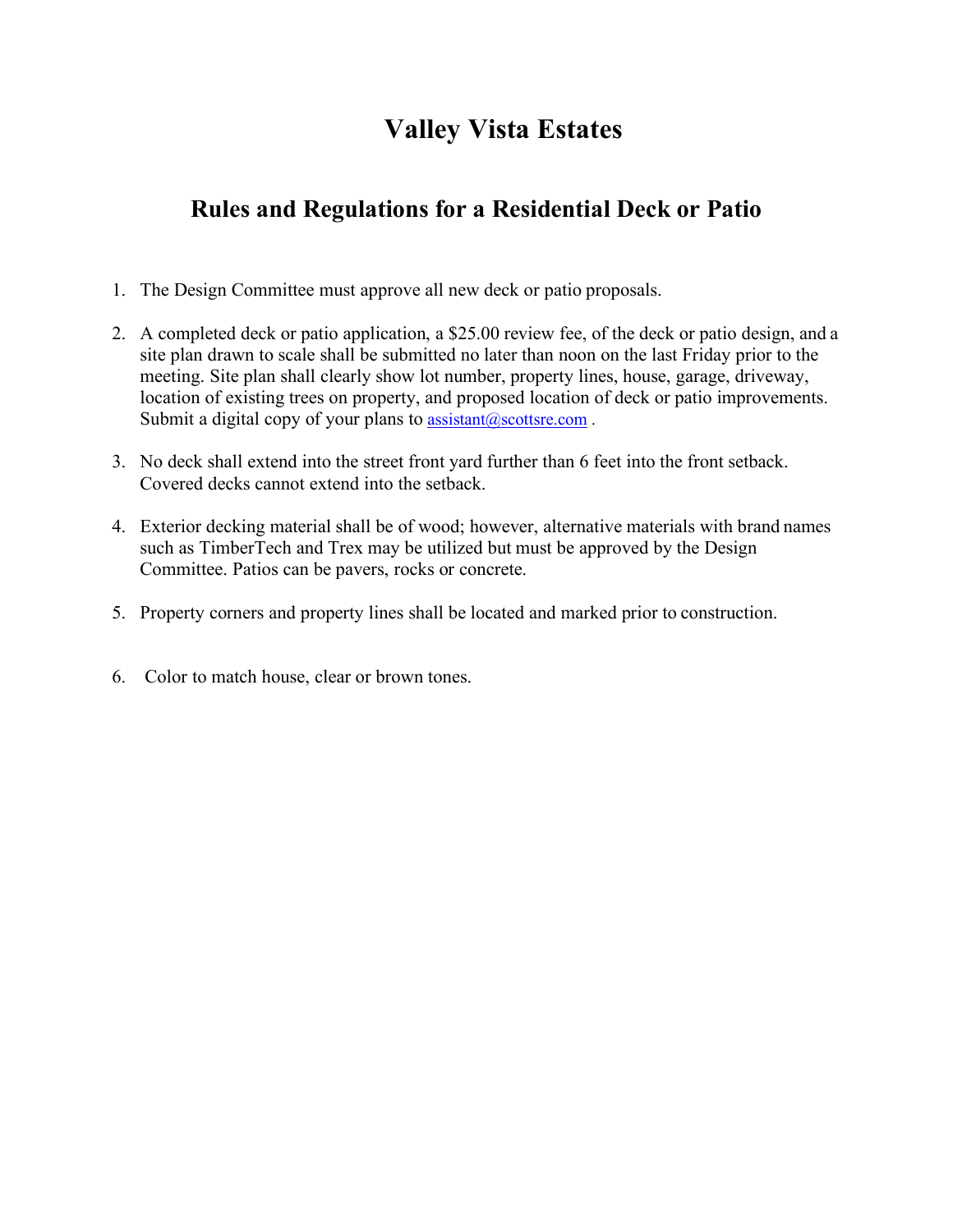# Valley Vista Estates

## Rules and Regulations for a Residential Deck or Patio

1. The Design Committee must approve all new deck or patio proposals.

2. A completed deck or patio application, a $25.00 review fee, of the deck or patio design, and a site plan drawn to scale shall be submitted no later than noon on the last Friday prior to the meeting. Site plan shall clearly show lot number, property lines, house, garage, driveway, location of existing trees on property, and proposed location of deck or patio improvements. Submit a digital copy of your plans to assistant@scottsre.com .

3. No deck shall extend into the street front yard further than 6 feet into the front setback. Covered decks cannot extend into the setback.

4. Exterior decking material shall be of wood; however, alternative materials with brand names such as TimberTech and Trex may be utilized but must be approved by the Design Committee. Patios can be pavers, rocks or concrete.

5. Property corners and property lines shall be located and marked prior to construction.

6. Color to match house, clear or brown tones.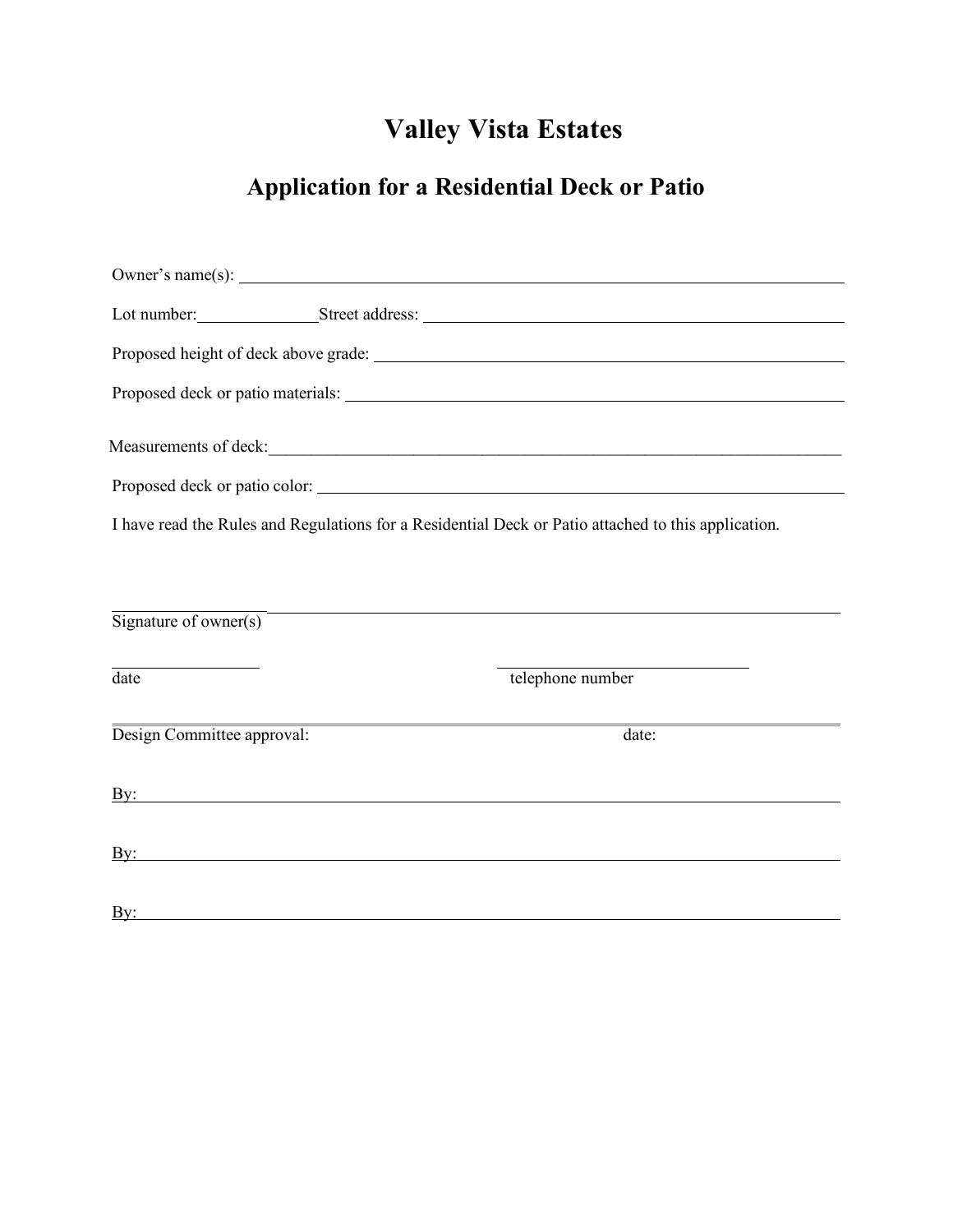# Valley Vista Estates

## Application for a Residential Deck or Patio

Owner's name(s): ______________________________________________

Lot number: __________ Street address: ______________________________

Proposed height of deck above grade: ______________________________

Proposed deck or patio materials: ________________________________

Measurements of deck: ______________________________________

Proposed deck or patio color: ___________________________________

I have read the Rules and Regulations for a Residential Deck or Patio attached to this application.

______________________________________________
Signature of owner(s)

______________ ______________________
date telephone number

Design Committee approval: date:

By: ______________________________________________

By: ______________________________________________

By: ______________________________________________